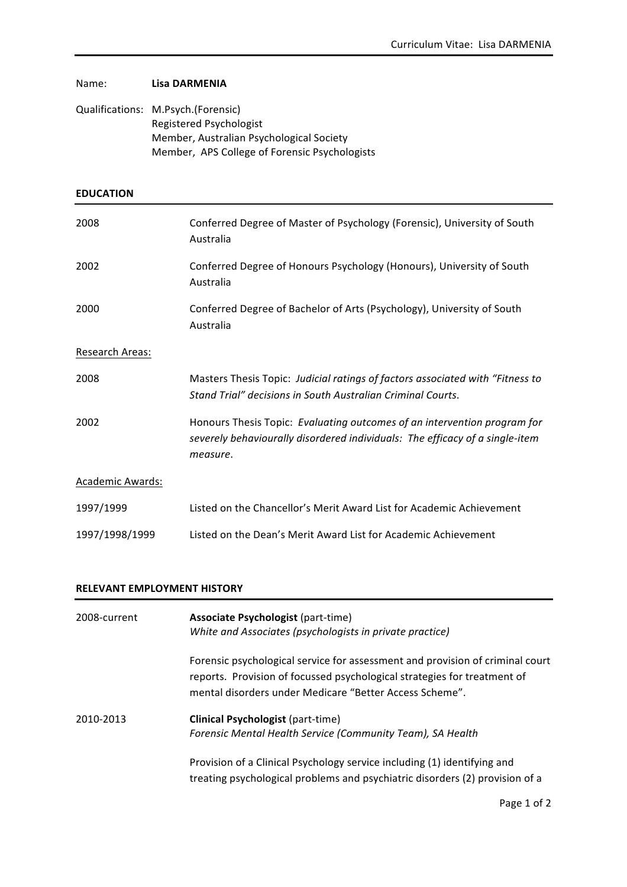Name: **Lisa DARMENIA**

Qualifications: M.Psych.(Forensic)
Registered Psychologist
Member, Australian Psychological Society
Member, APS College of Forensic Psychologists

## EDUCATION

| | |
|---|---|
| 2008 | Conferred Degree of Master of Psychology (Forensic), University of South Australia |
| 2002 | Conferred Degree of Honours Psychology (Honours), University of South Australia |
| 2000 | Conferred Degree of Bachelor of Arts (Psychology), University of South Australia |

Research Areas:

| | |
|---|---|
| 2008 | Masters Thesis Topic: *Judicial ratings of factors associated with "Fitness to Stand Trial" decisions in South Australian Criminal Courts*. |
| 2002 | Honours Thesis Topic: *Evaluating outcomes of an intervention program for severely behaviourally disordered individuals: The efficacy of a single-item measure*. |

Academic Awards:

| | |
|---|---|
| 1997/1999 | Listed on the Chancellor's Merit Award List for Academic Achievement |
| 1997/1998/1999 | Listed on the Dean's Merit Award List for Academic Achievement |

## RELEVANT EMPLOYMENT HISTORY

**2008-current** — **Associate Psychologist** (part-time)
*White and Associates (psychologists in private practice)*

Forensic psychological service for assessment and provision of criminal court reports. Provision of focussed psychological strategies for treatment of mental disorders under Medicare "Better Access Scheme".

**2010-2013** — **Clinical Psychologist** (part-time)
*Forensic Mental Health Service (Community Team), SA Health*

Provision of a Clinical Psychology service including (1) identifying and treating psychological problems and psychiatric disorders (2) provision of a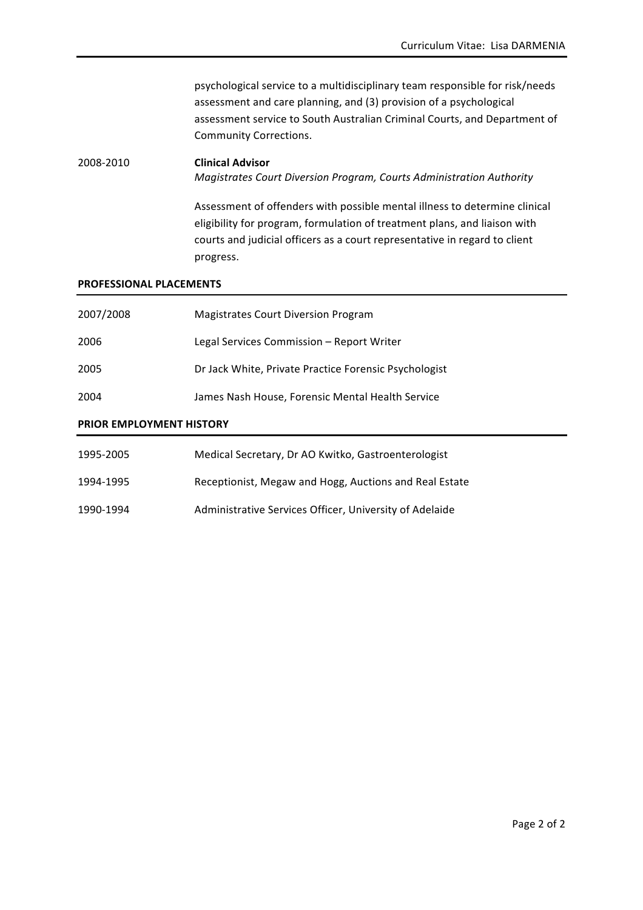psychological service to a multidisciplinary team responsible for risk/needs assessment and care planning, and (3) provision of a psychological assessment service to South Australian Criminal Courts, and Department of Community Corrections.

2008-2010 **Clinical Advisor**
*Magistrates Court Diversion Program, Courts Administration Authority*

Assessment of offenders with possible mental illness to determine clinical eligibility for program, formulation of treatment plans, and liaison with courts and judicial officers as a court representative in regard to client progress.

## PROFESSIONAL PLACEMENTS

| | |
|---|---|
| 2007/2008 | Magistrates Court Diversion Program |
| 2006 | Legal Services Commission – Report Writer |
| 2005 | Dr Jack White, Private Practice Forensic Psychologist |
| 2004 | James Nash House, Forensic Mental Health Service |

## PRIOR EMPLOYMENT HISTORY

| | |
|---|---|
| 1995-2005 | Medical Secretary, Dr AO Kwitko, Gastroenterologist |
| 1994-1995 | Receptionist, Megaw and Hogg, Auctions and Real Estate |
| 1990-1994 | Administrative Services Officer, University of Adelaide |